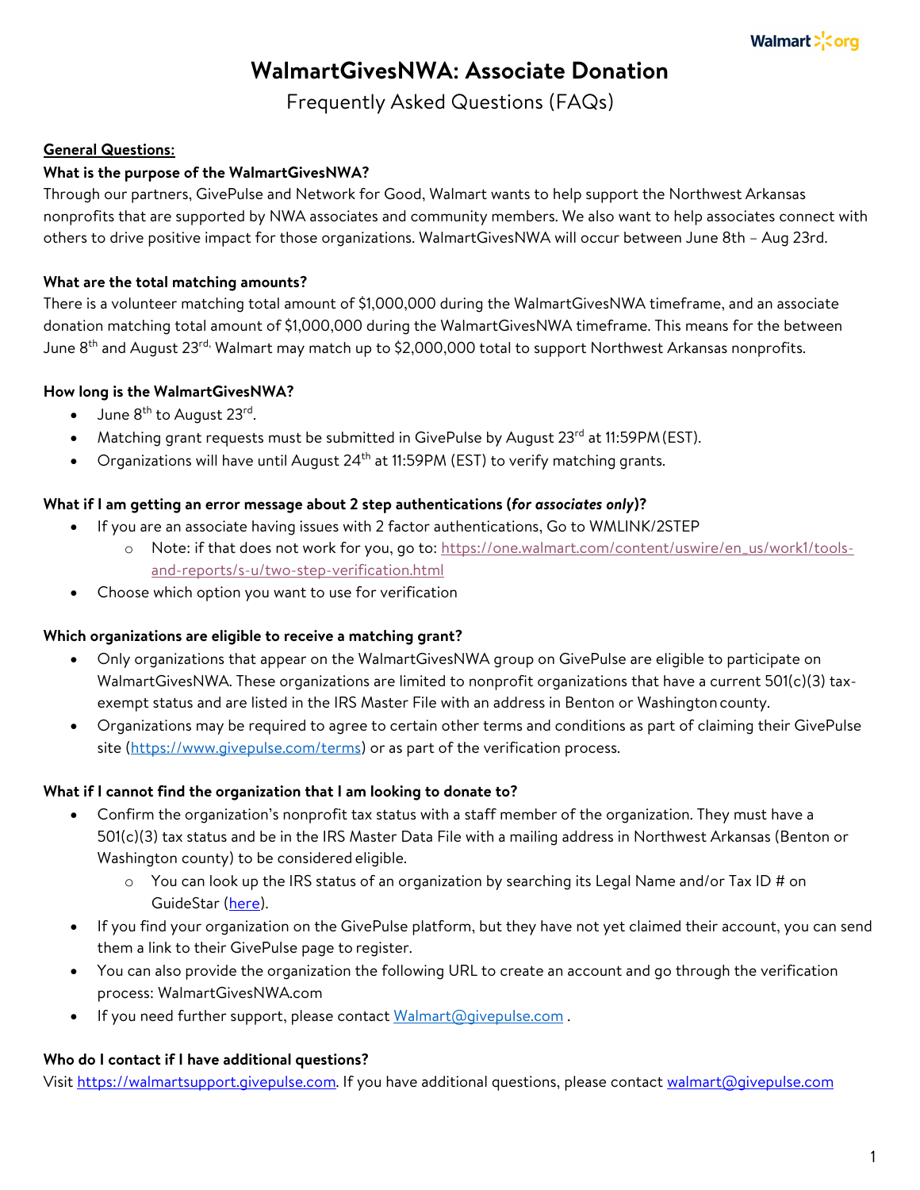# WalmartGivesNWA: Associate Donation

## Frequently Asked Questions (FAQs)

**General Questions:**

**What is the purpose of the WalmartGivesNWA?**

Through our partners, GivePulse and Network for Good, Walmart wants to help support the Northwest Arkansas nonprofits that are supported by NWA associates and community members. We also want to help associates connect with others to drive positive impact for those organizations. WalmartGivesNWA will occur between June 8th – Aug 23rd.

**What are the total matching amounts?**

There is a volunteer matching total amount of $1,000,000 during the WalmartGivesNWA timeframe, and an associate donation matching total amount of $1,000,000 during the WalmartGivesNWA timeframe. This means for the between June 8th and August 23rd, Walmart may match up to $2,000,000 total to support Northwest Arkansas nonprofits.

**How long is the WalmartGivesNWA?**

- June 8th to August 23rd.
- Matching grant requests must be submitted in GivePulse by August 23rd at 11:59PM (EST).
- Organizations will have until August 24th at 11:59PM (EST) to verify matching grants.

**What if I am getting an error message about 2 step authentications (*for associates only*)?**

- If you are an associate having issues with 2 factor authentications, Go to WMLINK/2STEP
  - Note: if that does not work for you, go to: https://one.walmart.com/content/uswire/en_us/work1/tools-and-reports/s-u/two-step-verification.html
- Choose which option you want to use for verification

**Which organizations are eligible to receive a matching grant?**

- Only organizations that appear on the WalmartGivesNWA group on GivePulse are eligible to participate on WalmartGivesNWA. These organizations are limited to nonprofit organizations that have a current 501(c)(3) tax-exempt status and are listed in the IRS Master File with an address in Benton or Washington county.
- Organizations may be required to agree to certain other terms and conditions as part of claiming their GivePulse site (https://www.givepulse.com/terms) or as part of the verification process.

**What if I cannot find the organization that I am looking to donate to?**

- Confirm the organization's nonprofit tax status with a staff member of the organization. They must have a 501(c)(3) tax status and be in the IRS Master Data File with a mailing address in Northwest Arkansas (Benton or Washington county) to be considered eligible.
  - You can look up the IRS status of an organization by searching its Legal Name and/or Tax ID # on GuideStar (here).
- If you find your organization on the GivePulse platform, but they have not yet claimed their account, you can send them a link to their GivePulse page to register.
- You can also provide the organization the following URL to create an account and go through the verification process: WalmartGivesNWA.com
- If you need further support, please contact Walmart@givepulse.com .

**Who do I contact if I have additional questions?**

Visit https://walmartsupport.givepulse.com. If you have additional questions, please contact walmart@givepulse.com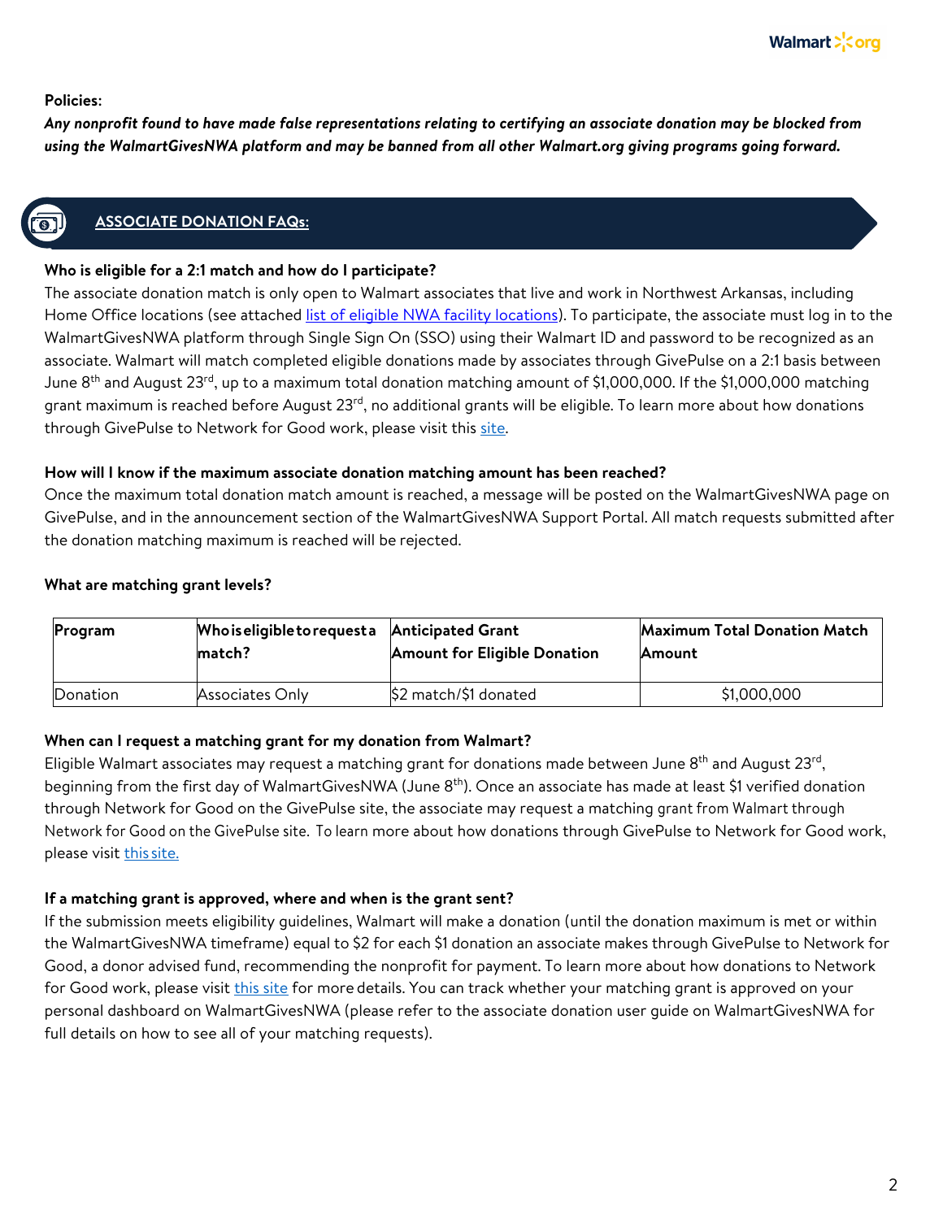**Policies:**

***Any nonprofit found to have made false representations relating to certifying an associate donation may be blocked from using the WalmartGivesNWA platform and may be banned from all other Walmart.org giving programs going forward.***

## ASSOCIATE DONATION FAQs:

**Who is eligible for a 2:1 match and how do I participate?**

The associate donation match is only open to Walmart associates that live and work in Northwest Arkansas, including Home Office locations (see attached list of eligible NWA facility locations). To participate, the associate must log in to the WalmartGivesNWA platform through Single Sign On (SSO) using their Walmart ID and password to be recognized as an associate. Walmart will match completed eligible donations made by associates through GivePulse on a 2:1 basis between June 8th and August 23rd, up to a maximum total donation matching amount of $1,000,000. If the $1,000,000 matching grant maximum is reached before August 23rd, no additional grants will be eligible. To learn more about how donations through GivePulse to Network for Good work, please visit this site.

**How will I know if the maximum associate donation matching amount has been reached?**

Once the maximum total donation match amount is reached, a message will be posted on the WalmartGivesNWA page on GivePulse, and in the announcement section of the WalmartGivesNWA Support Portal. All match requests submitted after the donation matching maximum is reached will be rejected.

**What are matching grant levels?**

| Program | Who is eligible to request a match? | Anticipated Grant Amount for Eligible Donation | Maximum Total Donation Match Amount |
|---|---|---|---|
| Donation | Associates Only | $2 match/$1 donated | $1,000,000 |

**When can I request a matching grant for my donation from Walmart?**

Eligible Walmart associates may request a matching grant for donations made between June 8th and August 23rd, beginning from the first day of WalmartGivesNWA (June 8th). Once an associate has made at least $1 verified donation through Network for Good on the GivePulse site, the associate may request a matching grant from Walmart through Network for Good on the GivePulse site. To learn more about how donations through GivePulse to Network for Good work, please visit this site.

**If a matching grant is approved, where and when is the grant sent?**

If the submission meets eligibility guidelines, Walmart will make a donation (until the donation maximum is met or within the WalmartGivesNWA timeframe) equal to $2 for each $1 donation an associate makes through GivePulse to Network for Good, a donor advised fund, recommending the nonprofit for payment. To learn more about how donations to Network for Good work, please visit this site for more details. You can track whether your matching grant is approved on your personal dashboard on WalmartGivesNWA (please refer to the associate donation user guide on WalmartGivesNWA for full details on how to see all of your matching requests).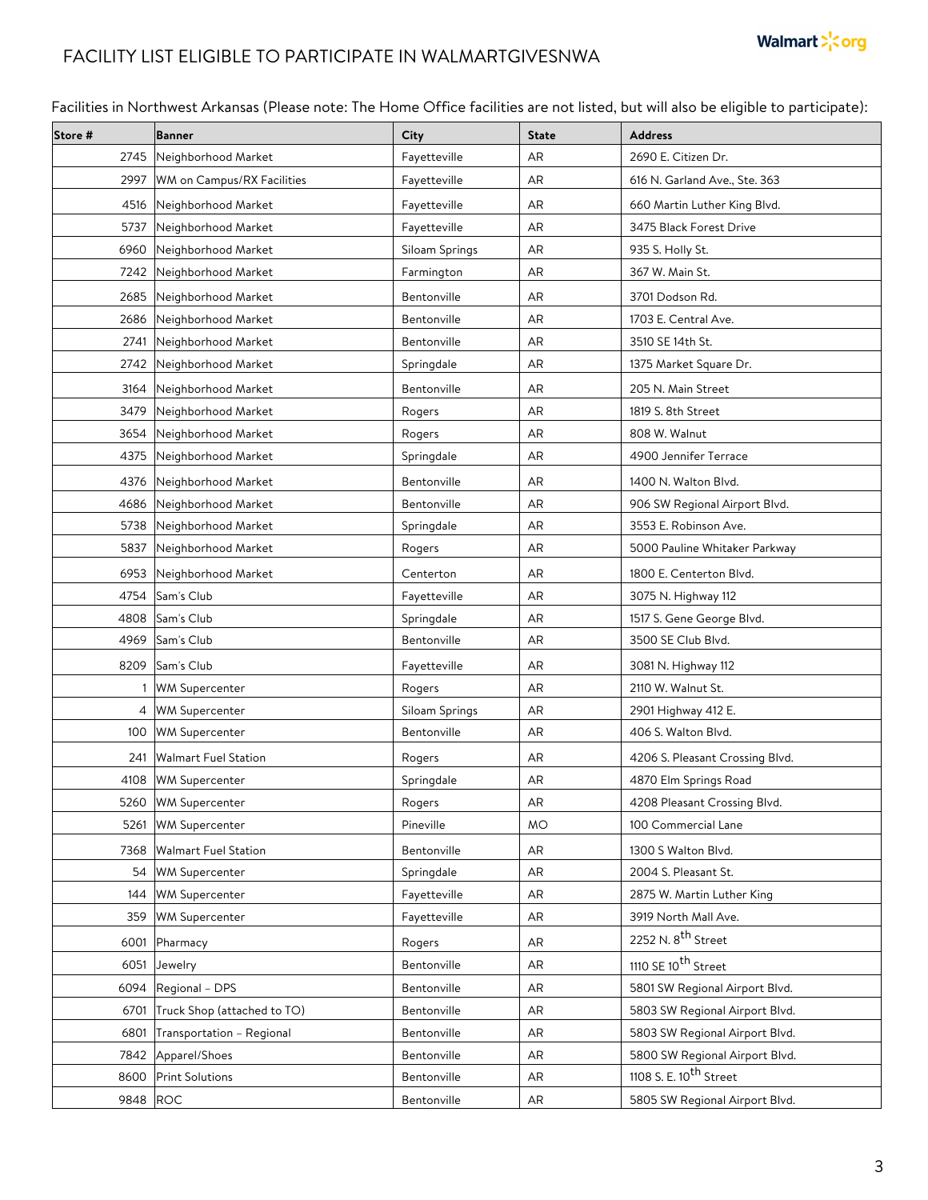# FACILITY LIST ELIGIBLE TO PARTICIPATE IN WALMARTGIVESNWA

Facilities in Northwest Arkansas (Please note: The Home Office facilities are not listed, but will also be eligible to participate):

| Store # | Banner | City | State | Address |
|---|---|---|---|---|
| 2745 | Neighborhood Market | Fayetteville | AR | 2690 E. Citizen Dr. |
| 2997 | WM on Campus/RX Facilities | Fayetteville | AR | 616 N. Garland Ave., Ste. 363 |
| 4516 | Neighborhood Market | Fayetteville | AR | 660 Martin Luther King Blvd. |
| 5737 | Neighborhood Market | Fayetteville | AR | 3475 Black Forest Drive |
| 6960 | Neighborhood Market | Siloam Springs | AR | 935 S. Holly St. |
| 7242 | Neighborhood Market | Farmington | AR | 367 W. Main St. |
| 2685 | Neighborhood Market | Bentonville | AR | 3701 Dodson Rd. |
| 2686 | Neighborhood Market | Bentonville | AR | 1703 E. Central Ave. |
| 2741 | Neighborhood Market | Bentonville | AR | 3510 SE 14th St. |
| 2742 | Neighborhood Market | Springdale | AR | 1375 Market Square Dr. |
| 3164 | Neighborhood Market | Bentonville | AR | 205 N. Main Street |
| 3479 | Neighborhood Market | Rogers | AR | 1819 S. 8th Street |
| 3654 | Neighborhood Market | Rogers | AR | 808 W. Walnut |
| 4375 | Neighborhood Market | Springdale | AR | 4900 Jennifer Terrace |
| 4376 | Neighborhood Market | Bentonville | AR | 1400 N. Walton Blvd. |
| 4686 | Neighborhood Market | Bentonville | AR | 906 SW Regional Airport Blvd. |
| 5738 | Neighborhood Market | Springdale | AR | 3553 E. Robinson Ave. |
| 5837 | Neighborhood Market | Rogers | AR | 5000 Pauline Whitaker Parkway |
| 6953 | Neighborhood Market | Centerton | AR | 1800 E. Centerton Blvd. |
| 4754 | Sam's Club | Fayetteville | AR | 3075 N. Highway 112 |
| 4808 | Sam's Club | Springdale | AR | 1517 S. Gene George Blvd. |
| 4969 | Sam's Club | Bentonville | AR | 3500 SE Club Blvd. |
| 8209 | Sam's Club | Fayetteville | AR | 3081 N. Highway 112 |
| 1 | WM Supercenter | Rogers | AR | 2110 W. Walnut St. |
| 4 | WM Supercenter | Siloam Springs | AR | 2901 Highway 412 E. |
| 100 | WM Supercenter | Bentonville | AR | 406 S. Walton Blvd. |
| 241 | Walmart Fuel Station | Rogers | AR | 4206 S. Pleasant Crossing Blvd. |
| 4108 | WM Supercenter | Springdale | AR | 4870 Elm Springs Road |
| 5260 | WM Supercenter | Rogers | AR | 4208 Pleasant Crossing Blvd. |
| 5261 | WM Supercenter | Pineville | MO | 100 Commercial Lane |
| 7368 | Walmart Fuel Station | Bentonville | AR | 1300 S Walton Blvd. |
| 54 | WM Supercenter | Springdale | AR | 2004 S. Pleasant St. |
| 144 | WM Supercenter | Fayetteville | AR | 2875 W. Martin Luther King |
| 359 | WM Supercenter | Fayetteville | AR | 3919 North Mall Ave. |
| 6001 | Pharmacy | Rogers | AR | 2252 N. 8th Street |
| 6051 | Jewelry | Bentonville | AR | 1110 SE 10th Street |
| 6094 | Regional – DPS | Bentonville | AR | 5801 SW Regional Airport Blvd. |
| 6701 | Truck Shop (attached to TO) | Bentonville | AR | 5803 SW Regional Airport Blvd. |
| 6801 | Transportation – Regional | Bentonville | AR | 5803 SW Regional Airport Blvd. |
| 7842 | Apparel/Shoes | Bentonville | AR | 5800 SW Regional Airport Blvd. |
| 8600 | Print Solutions | Bentonville | AR | 1108 S. E. 10th Street |
| 9848 | ROC | Bentonville | AR | 5805 SW Regional Airport Blvd. |